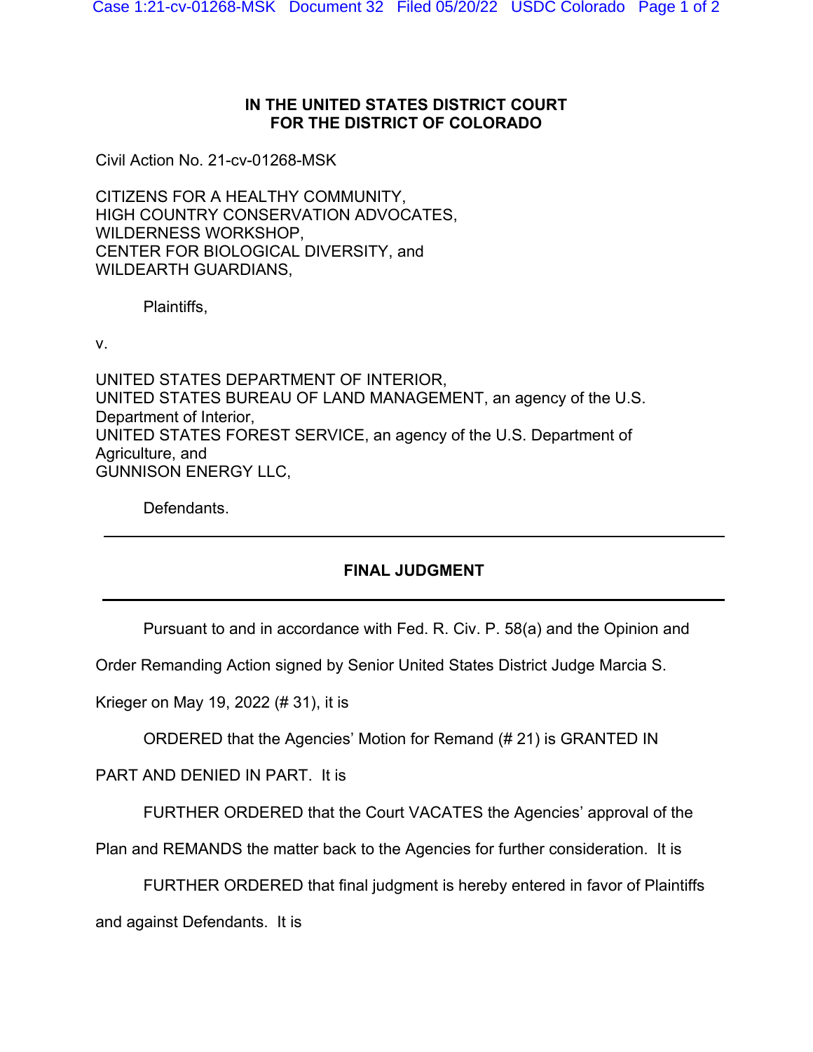**IN THE UNITED STATES DISTRICT COURT**
**FOR THE DISTRICT OF COLORADO**

Civil Action No. 21-cv-01268-MSK

CITIZENS FOR A HEALTHY COMMUNITY,
HIGH COUNTRY CONSERVATION ADVOCATES,
WILDERNESS WORKSHOP,
CENTER FOR BIOLOGICAL DIVERSITY, and
WILDEARTH GUARDIANS,

Plaintiffs,

v.

UNITED STATES DEPARTMENT OF INTERIOR,
UNITED STATES BUREAU OF LAND MANAGEMENT, an agency of the U.S. Department of Interior,
UNITED STATES FOREST SERVICE, an agency of the U.S. Department of Agriculture, and
GUNNISON ENERGY LLC,

Defendants.

---

**FINAL JUDGMENT**

---

Pursuant to and in accordance with Fed. R. Civ. P. 58(a) and the Opinion and Order Remanding Action signed by Senior United States District Judge Marcia S. Krieger on May 19, 2022 (# 31), it is

ORDERED that the Agencies' Motion for Remand (# 21) is GRANTED IN PART AND DENIED IN PART. It is

FURTHER ORDERED that the Court VACATES the Agencies' approval of the Plan and REMANDS the matter back to the Agencies for further consideration. It is

FURTHER ORDERED that final judgment is hereby entered in favor of Plaintiffs and against Defendants. It is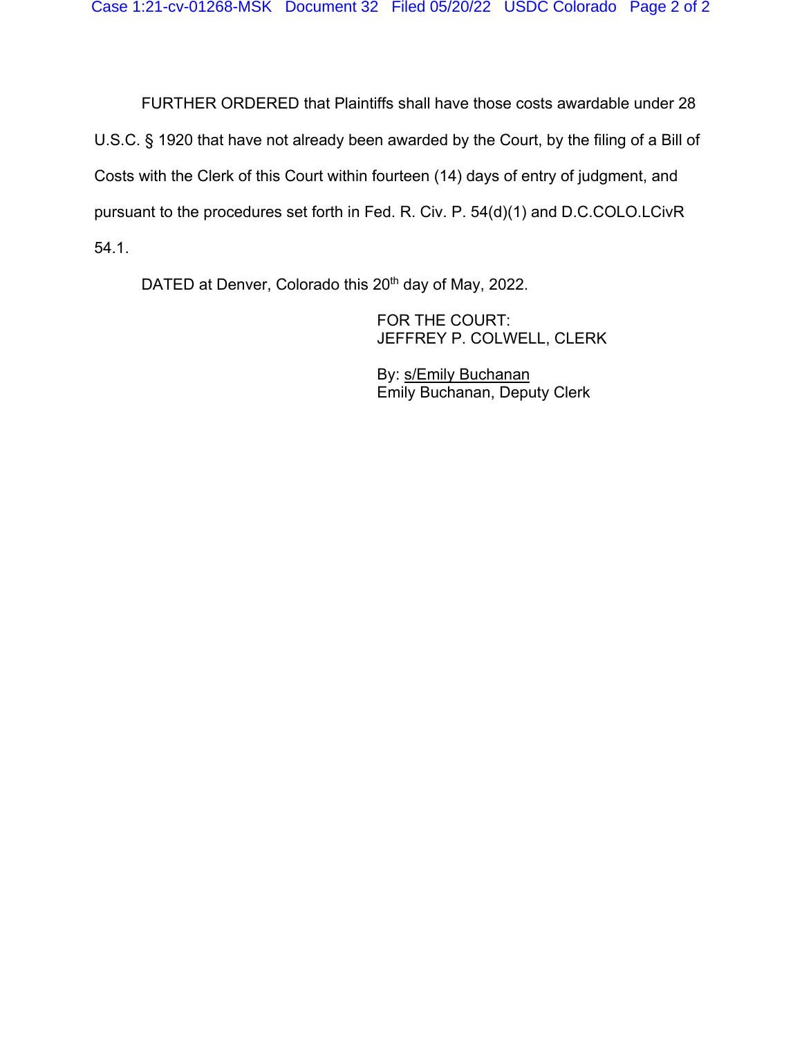FURTHER ORDERED that Plaintiffs shall have those costs awardable under 28 U.S.C. § 1920 that have not already been awarded by the Court, by the filing of a Bill of Costs with the Clerk of this Court within fourteen (14) days of entry of judgment, and pursuant to the procedures set forth in Fed. R. Civ. P. 54(d)(1) and D.C.COLO.LCivR 54.1.

DATED at Denver, Colorado this 20th day of May, 2022.

FOR THE COURT:
JEFFREY P. COLWELL, CLERK

By: s/Emily Buchanan
Emily Buchanan, Deputy Clerk